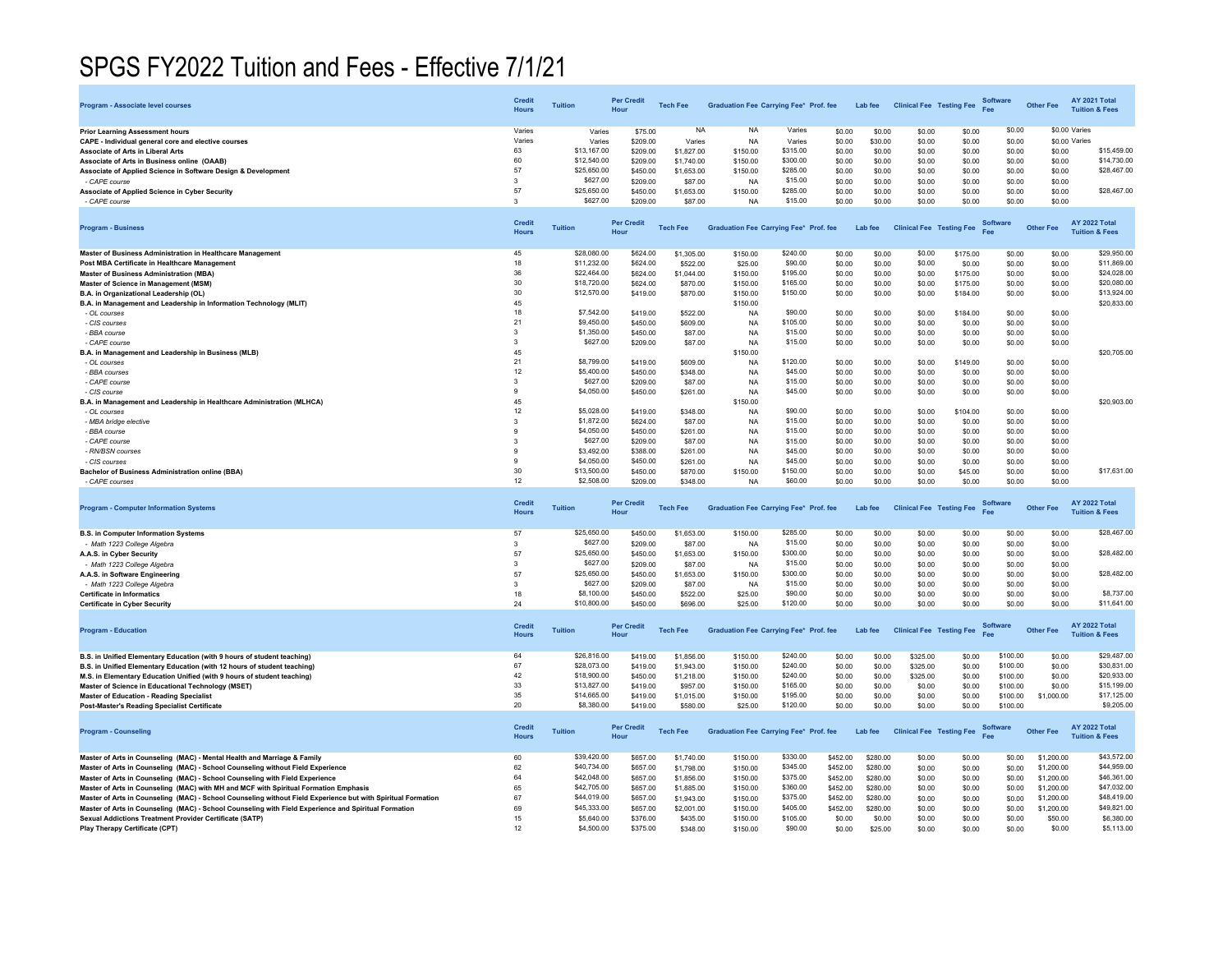# SPGS FY2022 Tuition and Fees - Effective 7/1/21

| Program - Associate level courses | Credit Hours | Tuition | Per Credit Hour | Tech Fee | Graduation Fee | Carrying Fee* | Prof. fee | Lab fee | Clinical Fee | Testing Fee | Software Fee | Other Fee | AY 2021 Total Tuition & Fees |
|---|---|---|---|---|---|---|---|---|---|---|---|---|---|
| **Prior Learning Assessment hours** | Varies | Varies | $75.00 | NA | NA | Varies | $0.00 | $0.00 | $0.00 | $0.00 | $0.00 | $0.00 | Varies |
| **CAPE - Individual general core and elective courses** | Varies | Varies | $209.00 | Varies | NA | Varies | $0.00 | $30.00 | $0.00 | $0.00 | $0.00 | $0.00 | Varies |
| **Associate of Arts in Liberal Arts** | 63 | $13,167.00 | $209.00 | $1,827.00 | $150.00 | $315.00 | $0.00 | $0.00 | $0.00 | $0.00 | $0.00 | $0.00 | $15,459.00 |
| **Associate of Arts in Business online (OAAB)** | 60 | $12,540.00 | $209.00 | $1,740.00 | $150.00 | $300.00 | $0.00 | $0.00 | $0.00 | $0.00 | $0.00 | $0.00 | $14,730.00 |
| **Associate of Applied Science in Software Design & Development** | 57 | $25,650.00 | $450.00 | $1,653.00 | $150.00 | $285.00 | $0.00 | $0.00 | $0.00 | $0.00 | $0.00 | $0.00 | $28,467.00 |
| *- CAPE course* | 3 | $627.00 | $209.00 | $87.00 | NA | $15.00 | $0.00 | $0.00 | $0.00 | $0.00 | $0.00 | $0.00 | |
| **Associate of Applied Science in Cyber Security** | 57 | $25,650.00 | $450.00 | $1,653.00 | $150.00 | $285.00 | $0.00 | $0.00 | $0.00 | $0.00 | $0.00 | $0.00 | $28,467.00 |
| *- CAPE course* | 3 | $627.00 | $209.00 | $87.00 | NA | $15.00 | $0.00 | $0.00 | $0.00 | $0.00 | $0.00 | $0.00 | |

| Program - Business | Credit Hours | Tuition | Per Credit Hour | Tech Fee | Graduation Fee | Carrying Fee* | Prof. fee | Lab fee | Clinical Fee | Testing Fee | Software Fee | Other Fee | AY 2022 Total Tuition & Fees |
|---|---|---|---|---|---|---|---|---|---|---|---|---|---|
| **Master of Business Administration in Healthcare Management** | 45 | $28,080.00 | $624.00 | $1,305.00 | $150.00 | $240.00 | $0.00 | $0.00 | $0.00 | $175.00 | $0.00 | $0.00 | $29,950.00 |
| **Post MBA Certificate in Healthcare Management** | 18 | $11,232.00 | $624.00 | $522.00 | $25.00 | $90.00 | $0.00 | $0.00 | $0.00 | $0.00 | $0.00 | $0.00 | $11,869.00 |
| **Master of Business Administration (MBA)** | 36 | $22,464.00 | $624.00 | $1,044.00 | $150.00 | $195.00 | $0.00 | $0.00 | $0.00 | $175.00 | $0.00 | $0.00 | $24,028.00 |
| **Master of Science in Management (MSM)** | 30 | $18,720.00 | $624.00 | $870.00 | $150.00 | $165.00 | $0.00 | $0.00 | $0.00 | $175.00 | $0.00 | $0.00 | $20,080.00 |
| **B.A. in Organizational Leadership (OL)** | 30 | $12,570.00 | $419.00 | $870.00 | $150.00 | $150.00 | $0.00 | $0.00 | $0.00 | $184.00 | $0.00 | $0.00 | $13,924.00 |
| **B.A. in Management and Leadership in Information Technology (MLIT)** | 45 | | | | $150.00 | | | | | | | | $20,833.00 |
| *- OL courses* | 18 | $7,542.00 | $419.00 | $522.00 | NA | $90.00 | $0.00 | $0.00 | $0.00 | $184.00 | $0.00 | $0.00 | |
| *- CIS courses* | 21 | $9,450.00 | $450.00 | $609.00 | NA | $105.00 | $0.00 | $0.00 | $0.00 | $0.00 | $0.00 | $0.00 | |
| *- BBA course* | 3 | $1,350.00 | $450.00 | $87.00 | NA | $15.00 | $0.00 | $0.00 | $0.00 | $0.00 | $0.00 | $0.00 | |
| *- CAPE course* | 3 | $627.00 | $209.00 | $87.00 | NA | $15.00 | $0.00 | $0.00 | $0.00 | $0.00 | $0.00 | $0.00 | |
| **B.A. in Management and Leadership in Business (MLB)** | 45 | | | | $150.00 | | | | | | | | $20,705.00 |
| *- OL courses* | 21 | $8,799.00 | $419.00 | $609.00 | NA | $120.00 | $0.00 | $0.00 | $0.00 | $149.00 | $0.00 | $0.00 | |
| *- BBA courses* | 12 | $5,400.00 | $450.00 | $348.00 | NA | $45.00 | $0.00 | $0.00 | $0.00 | $0.00 | $0.00 | $0.00 | |
| *- CAPE course* | 3 | $627.00 | $209.00 | $87.00 | NA | $15.00 | $0.00 | $0.00 | $0.00 | $0.00 | $0.00 | $0.00 | |
| *- CIS course* | 9 | $4,050.00 | $450.00 | $261.00 | NA | $45.00 | $0.00 | $0.00 | $0.00 | $0.00 | $0.00 | $0.00 | |
| **B.A. in Management and Leadership in Healthcare Administration (MLHCA)** | 45 | | | | $150.00 | | | | | | | | $20,903.00 |
| *- OL courses* | 12 | $5,028.00 | $419.00 | $348.00 | NA | $90.00 | $0.00 | $0.00 | $0.00 | $104.00 | $0.00 | $0.00 | |
| *- MBA bridge elective* | 3 | $1,872.00 | $624.00 | $87.00 | NA | $15.00 | $0.00 | $0.00 | $0.00 | $0.00 | $0.00 | $0.00 | |
| *- BBA course* | 9 | $4,050.00 | $450.00 | $261.00 | NA | $15.00 | $0.00 | $0.00 | $0.00 | $0.00 | $0.00 | $0.00 | |
| *- CAPE course* | 3 | $627.00 | $209.00 | $87.00 | NA | $15.00 | $0.00 | $0.00 | $0.00 | $0.00 | $0.00 | $0.00 | |
| *- RN/BSN courses* | 9 | $3,492.00 | $388.00 | $261.00 | NA | $45.00 | $0.00 | $0.00 | $0.00 | $0.00 | $0.00 | $0.00 | |
| *- CIS courses* | 9 | $4,050.00 | $450.00 | $261.00 | NA | $45.00 | $0.00 | $0.00 | $0.00 | $0.00 | $0.00 | $0.00 | |
| **Bachelor of Business Administration online (BBA)** | 30 | $13,500.00 | $450.00 | $870.00 | $150.00 | $150.00 | $0.00 | $0.00 | $0.00 | $45.00 | $0.00 | $0.00 | $17,631.00 |
| *- CAPE courses* | 12 | $2,508.00 | $209.00 | $348.00 | NA | $60.00 | $0.00 | $0.00 | $0.00 | $0.00 | $0.00 | $0.00 | |

| Program - Computer Information Systems | Credit Hours | Tuition | Per Credit Hour | Tech Fee | Graduation Fee | Carrying Fee* | Prof. fee | Lab fee | Clinical Fee | Testing Fee | Software Fee | Other Fee | AY 2022 Total Tuition & Fees |
|---|---|---|---|---|---|---|---|---|---|---|---|---|---|
| **B.S. in Computer Information Systems** | 57 | $25,650.00 | $450.00 | $1,653.00 | $150.00 | $285.00 | $0.00 | $0.00 | $0.00 | $0.00 | $0.00 | $0.00 | $28,467.00 |
| *- Math 1223 College Algebra* | 3 | $627.00 | $209.00 | $87.00 | NA | $15.00 | $0.00 | $0.00 | $0.00 | $0.00 | $0.00 | $0.00 | |
| **A.A.S. in Cyber Security** | 57 | $25,650.00 | $450.00 | $1,653.00 | $150.00 | $300.00 | $0.00 | $0.00 | $0.00 | $0.00 | $0.00 | $0.00 | $28,482.00 |
| *- Math 1223 College Algebra* | 3 | $627.00 | $209.00 | $87.00 | NA | $15.00 | $0.00 | $0.00 | $0.00 | $0.00 | $0.00 | $0.00 | |
| **A.A.S. in Software Engineering** | 57 | $25,650.00 | $450.00 | $1,653.00 | $150.00 | $300.00 | $0.00 | $0.00 | $0.00 | $0.00 | $0.00 | $0.00 | $28,482.00 |
| *- Math 1223 College Algebra* | 3 | $627.00 | $209.00 | $87.00 | NA | $15.00 | $0.00 | $0.00 | $0.00 | $0.00 | $0.00 | $0.00 | |
| **Certificate in Informatics** | 18 | $8,100.00 | $450.00 | $522.00 | $25.00 | $90.00 | $0.00 | $0.00 | $0.00 | $0.00 | $0.00 | $0.00 | $8,737.00 |
| **Certificate in Cyber Security** | 24 | $10,800.00 | $450.00 | $696.00 | $25.00 | $120.00 | $0.00 | $0.00 | $0.00 | $0.00 | $0.00 | $0.00 | $11,641.00 |

| Program - Education | Credit Hours | Tuition | Per Credit Hour | Tech Fee | Graduation Fee | Carrying Fee* | Prof. fee | Lab fee | Clinical Fee | Testing Fee | Software Fee | Other Fee | AY 2022 Total Tuition & Fees |
|---|---|---|---|---|---|---|---|---|---|---|---|---|---|
| **B.S. in Unified Elementary Education (with 9 hours of student teaching)** | 64 | $26,816.00 | $419.00 | $1,856.00 | $150.00 | $240.00 | $0.00 | $0.00 | $325.00 | $0.00 | $100.00 | $0.00 | $29,487.00 |
| **B.S. in Unified Elementary Education (with 12 hours of student teaching)** | 67 | $28,073.00 | $419.00 | $1,943.00 | $150.00 | $240.00 | $0.00 | $0.00 | $325.00 | $0.00 | $100.00 | $0.00 | $30,831.00 |
| **M.S. in Elementary Education Unified (with 9 hours of student teaching)** | 42 | $18,900.00 | $450.00 | $1,218.00 | $150.00 | $240.00 | $0.00 | $0.00 | $325.00 | $0.00 | $100.00 | $0.00 | $20,933.00 |
| **Master of Science in Educational Technology (MSET)** | 33 | $13,827.00 | $419.00 | $957.00 | $150.00 | $165.00 | $0.00 | $0.00 | $0.00 | $0.00 | $100.00 | $0.00 | $15,199.00 |
| **Master of Education - Reading Specialist** | 35 | $14,665.00 | $419.00 | $1,015.00 | $150.00 | $195.00 | $0.00 | $0.00 | $0.00 | $0.00 | $100.00 | $1,000.00 | $17,125.00 |
| **Post-Master's Reading Specialist Certificate** | 20 | $8,380.00 | $419.00 | $580.00 | $25.00 | $120.00 | $0.00 | $0.00 | $0.00 | $0.00 | $100.00 | | $9,205.00 |

| Program - Counseling | Credit Hours | Tuition | Per Credit Hour | Tech Fee | Graduation Fee | Carrying Fee* | Prof. fee | Lab fee | Clinical Fee | Testing Fee | Software Fee | Other Fee | AY 2022 Total Tuition & Fees |
|---|---|---|---|---|---|---|---|---|---|---|---|---|---|
| **Master of Arts in Counseling (MAC) - Mental Health and Marriage & Family** | 60 | $39,420.00 | $657.00 | $1,740.00 | $150.00 | $330.00 | $452.00 | $280.00 | $0.00 | $0.00 | $0.00 | $1,200.00 | $43,572.00 |
| **Master of Arts in Counseling (MAC) - School Counseling without Field Experience** | 62 | $40,734.00 | $657.00 | $1,798.00 | $150.00 | $345.00 | $452.00 | $280.00 | $0.00 | $0.00 | $0.00 | $1,200.00 | $44,959.00 |
| **Master of Arts in Counseling (MAC) - School Counseling with Field Experience** | 64 | $42,048.00 | $657.00 | $1,856.00 | $150.00 | $375.00 | $452.00 | $280.00 | $0.00 | $0.00 | $0.00 | $1,200.00 | $46,361.00 |
| **Master of Arts in Counseling (MAC) with MH and MCF with Spiritual Formation Emphasis** | 65 | $42,705.00 | $657.00 | $1,885.00 | $150.00 | $360.00 | $452.00 | $280.00 | $0.00 | $0.00 | $0.00 | $1,200.00 | $47,032.00 |
| **Master of Arts in Counseling (MAC) - School Counseling without Field Experience but with Spiritual Formation** | 67 | $44,019.00 | $657.00 | $1,943.00 | $150.00 | $375.00 | $452.00 | $280.00 | $0.00 | $0.00 | $0.00 | $1,200.00 | $48,419.00 |
| **Master of Arts in Counseling (MAC) - School Counseling with Field Experience and Spiritual Formation** | 69 | $45,333.00 | $657.00 | $2,001.00 | $150.00 | $405.00 | $452.00 | $280.00 | $0.00 | $0.00 | $0.00 | $1,200.00 | $49,821.00 |
| **Sexual Addictions Treatment Provider Certificate (SATP)** | 15 | $5,640.00 | $376.00 | $435.00 | $150.00 | $105.00 | $0.00 | $0.00 | $0.00 | $0.00 | $0.00 | $50.00 | $6,380.00 |
| **Play Therapy Certificate (CPT)** | 12 | $4,500.00 | $375.00 | $348.00 | $150.00 | $90.00 | $0.00 | $25.00 | $0.00 | $0.00 | $0.00 | $0.00 | $5,113.00 |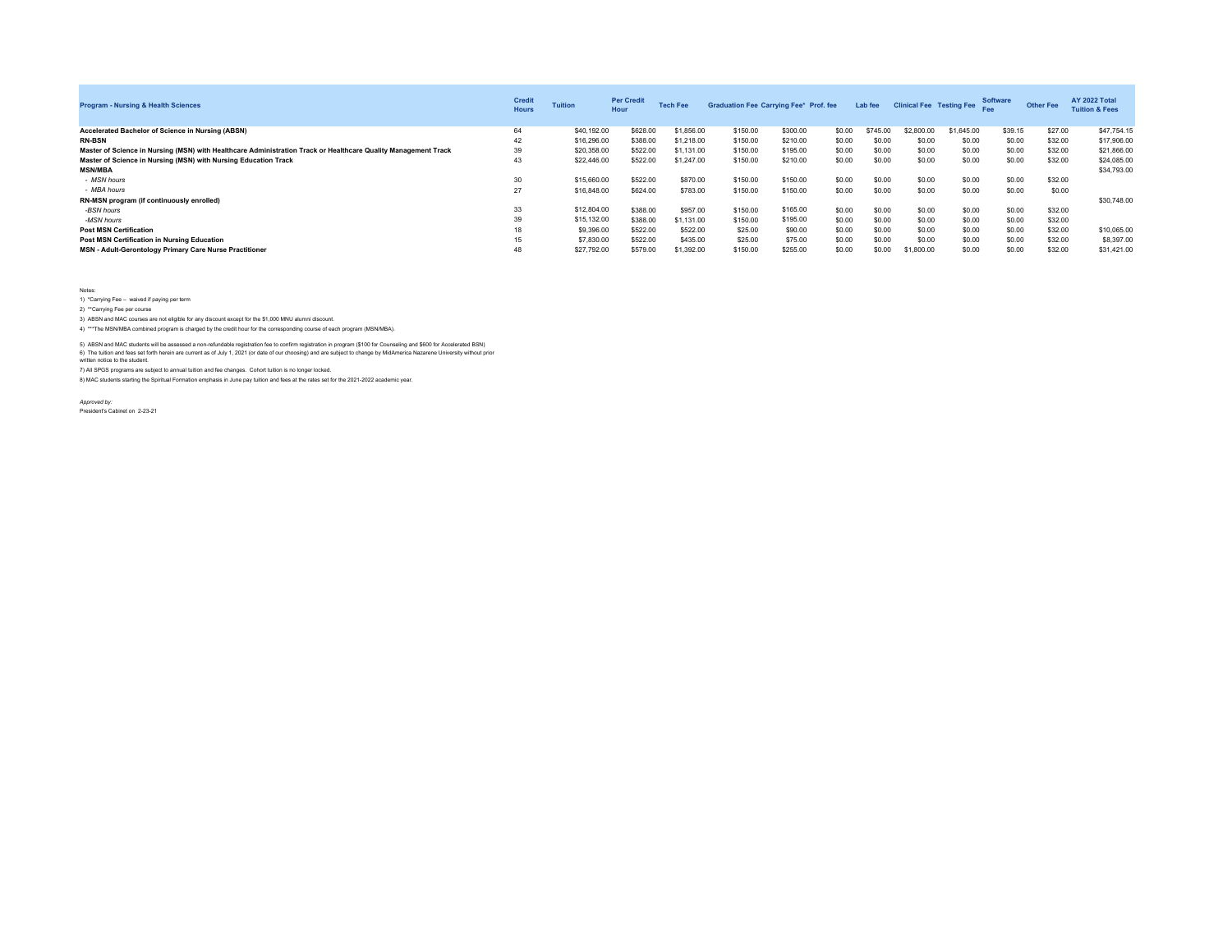| Program - Nursing & Health Sciences | Credit Hours | Tuition | Per Credit Hour | Tech Fee | Graduation Fee | Carrying Fee* | Prof. fee | Lab fee | Clinical Fee | Testing Fee | Software Fee | Other Fee | AY 2022 Total Tuition & Fees |
|---|---|---|---|---|---|---|---|---|---|---|---|---|---|
| **Accelerated Bachelor of Science in Nursing (ABSN)** | 64 | $40,192.00 | $628.00 | $1,856.00 | $150.00 | $300.00 | $0.00 | $745.00 | $2,800.00 | $1,645.00 | $39.15 | $27.00 | $47,754.15 |
| **RN-BSN** | 42 | $16,296.00 | $388.00 | $1,218.00 | $150.00 | $210.00 | $0.00 | $0.00 | $0.00 | $0.00 | $0.00 | $32.00 | $17,906.00 |
| **Master of Science in Nursing (MSN) with Healthcare Administration Track or Healthcare Quality Management Track** | 39 | $20,358.00 | $522.00 | $1,131.00 | $150.00 | $195.00 | $0.00 | $0.00 | $0.00 | $0.00 | $0.00 | $32.00 | $21,866.00 |
| **Master of Science in Nursing (MSN) with Nursing Education Track** | 43 | $22,446.00 | $522.00 | $1,247.00 | $150.00 | $210.00 | $0.00 | $0.00 | $0.00 | $0.00 | $0.00 | $32.00 | $24,085.00 |
| **MSN/MBA** | | | | | | | | | | | | | $34,793.00 |
| *- MSN hours* | 30 | $15,660.00 | $522.00 | $870.00 | $150.00 | $150.00 | $0.00 | $0.00 | $0.00 | $0.00 | $0.00 | $32.00 | |
| *- MBA hours* | 27 | $16,848.00 | $624.00 | $783.00 | $150.00 | $150.00 | $0.00 | $0.00 | $0.00 | $0.00 | $0.00 | $0.00 | |
| **RN-MSN program (if continuously enrolled)** | | | | | | | | | | | | | $30,748.00 |
| *-BSN hours* | 33 | $12,804.00 | $388.00 | $957.00 | $150.00 | $165.00 | $0.00 | $0.00 | $0.00 | $0.00 | $0.00 | $32.00 | |
| *-MSN hours* | 39 | $15,132.00 | $388.00 | $1,131.00 | $150.00 | $195.00 | $0.00 | $0.00 | $0.00 | $0.00 | $0.00 | $32.00 | |
| **Post MSN Certification** | 18 | $9,396.00 | $522.00 | $522.00 | $25.00 | $90.00 | $0.00 | $0.00 | $0.00 | $0.00 | $0.00 | $32.00 | $10,065.00 |
| **Post MSN Certification in Nursing Education** | 15 | $7,830.00 | $522.00 | $435.00 | $25.00 | $75.00 | $0.00 | $0.00 | $0.00 | $0.00 | $0.00 | $32.00 | $8,397.00 |
| **MSN - Adult-Gerontology Primary Care Nurse Practitioner** | 48 | $27,792.00 | $579.00 | $1,392.00 | $150.00 | $255.00 | $0.00 | $0.00 | $1,800.00 | $0.00 | $0.00 | $32.00 | $31,421.00 |

Notes:

1) *Carrying Fee -- waived if paying per term

2) **Carrying Fee per course

3) ABSN and MAC courses are not eligible for any discount except for the $1,000 MNU alumni discount.

4) ***The MSN/MBA combined program is charged by the credit hour for the corresponding course of each program (MSN/MBA).

5) ABSN and MAC students will be assessed a non-refundable registration fee to confirm registration in program ($100 for Counseling and $600 for Accelerated BSN)

6) The tuition and fees set forth herein are current as of July 1, 2021 (or date of our choosing) and are subject to change by MidAmerica Nazarene University without prior written notice to the student.

7) All SPGS programs are subject to annual tuition and fee changes. Cohort tuition is no longer locked.

8) MAC students starting the Spiritual Formation emphasis in June pay tuition and fees at the rates set for the 2021-2022 academic year.

*Approved by:*

President's Cabinet on 2-23-21